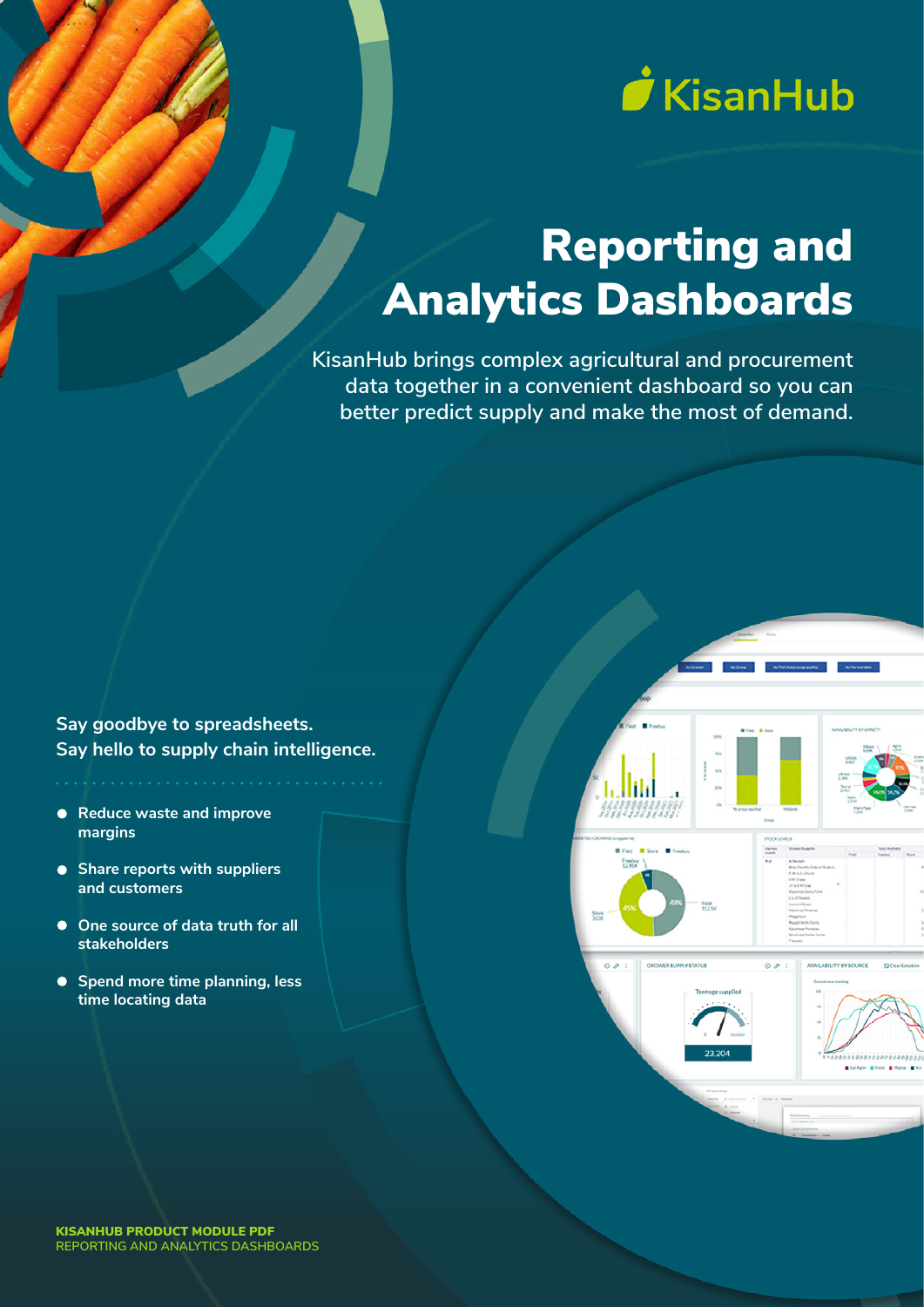KisanHub

# Reporting and Analytics Dashboards

KisanHub brings complex agricultural and procurement data together in a convenient dashboard so you can better predict supply and make the most of demand.

**Say goodbye to spreadsheets.**
**Say hello to supply chain intelligence.**

- **Reduce waste and improve margins**
- **Share reports with suppliers and customers**
- **One source of data truth for all stakeholders**
- **Spend more time planning, less time locating data**

**KISANHUB PRODUCT MODULE PDF**
REPORTING AND ANALYTICS DASHBOARDS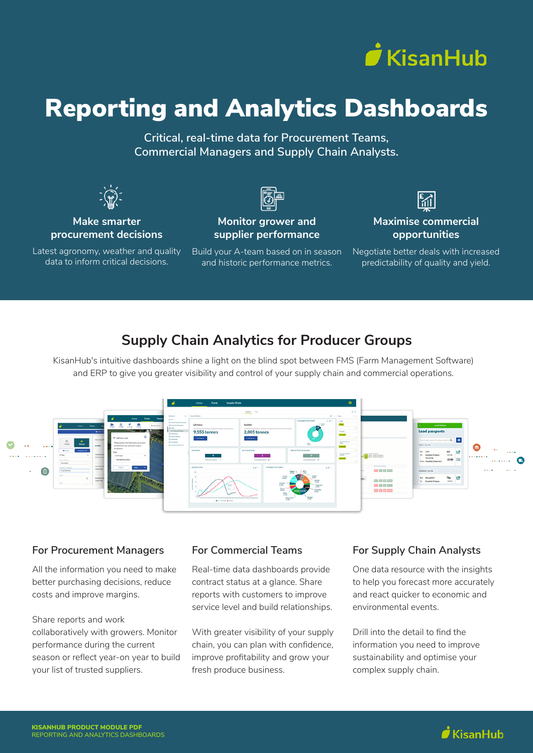# Reporting and Analytics Dashboards

Critical, real-time data for Procurement Teams, Commercial Managers and Supply Chain Analysts.

### Make smarter procurement decisions

Latest agronomy, weather and quality data to inform critical decisions.

### Monitor grower and supplier performance

Build your A-team based on in season and historic performance metrics.

### Maximise commercial opportunities

Negotiate better deals with increased predictability of quality and yield.

## Supply Chain Analytics for Producer Groups

KisanHub's intuitive dashboards shine a light on the blind spot between FMS (Farm Management Software) and ERP to give you greater visibility and control of your supply chain and commercial operations.

### For Procurement Managers

All the information you need to make better purchasing decisions, reduce costs and improve margins.

Share reports and work collaboratively with growers. Monitor performance during the current season or reflect year-on year to build your list of trusted suppliers.

### For Commercial Teams

Real-time data dashboards provide contract status at a glance. Share reports with customers to improve service level and build relationships.

With greater visibility of your supply chain, you can plan with confidence, improve profitability and grow your fresh produce business.

### For Supply Chain Analysts

One data resource with the insights to help you forecast more accurately and react quicker to economic and environmental events.

Drill into the detail to find the information you need to improve sustainability and optimise your complex supply chain.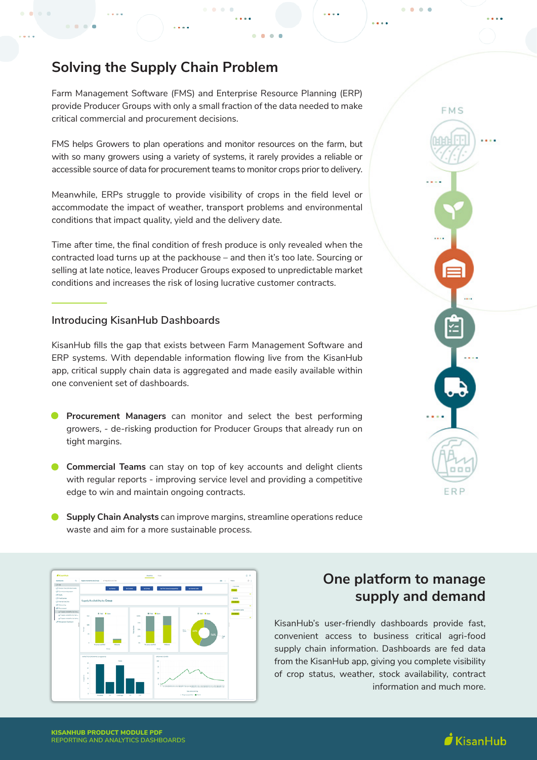# Solving the Supply Chain Problem

Farm Management Software (FMS) and Enterprise Resource Planning (ERP) provide Producer Groups with only a small fraction of the data needed to make critical commercial and procurement decisions.

FMS helps Growers to plan operations and monitor resources on the farm, but with so many growers using a variety of systems, it rarely provides a reliable or accessible source of data for procurement teams to monitor crops prior to delivery.

Meanwhile, ERPs struggle to provide visibility of crops in the field level or accommodate the impact of weather, transport problems and environmental conditions that impact quality, yield and the delivery date.

Time after time, the final condition of fresh produce is only revealed when the contracted load turns up at the packhouse – and then it's too late. Sourcing or selling at late notice, leaves Producer Groups exposed to unpredictable market conditions and increases the risk of losing lucrative customer contracts.

FMS

ERP

## Introducing KisanHub Dashboards

KisanHub fills the gap that exists between Farm Management Software and ERP systems. With dependable information flowing live from the KisanHub app, critical supply chain data is aggregated and made easily available within one convenient set of dashboards.

- **Procurement Managers** can monitor and select the best performing growers, - de-risking production for Producer Groups that already run on tight margins.
- **Commercial Teams** can stay on top of key accounts and delight clients with regular reports - improving service level and providing a competitive edge to win and maintain ongoing contracts.
- **Supply Chain Analysts** can improve margins, streamline operations reduce waste and aim for a more sustainable process.

## One platform to manage supply and demand

KisanHub's user-friendly dashboards provide fast, convenient access to business critical agri-food supply chain information. Dashboards are fed data from the KisanHub app, giving you complete visibility of crop status, weather, stock availability, contract information and much more.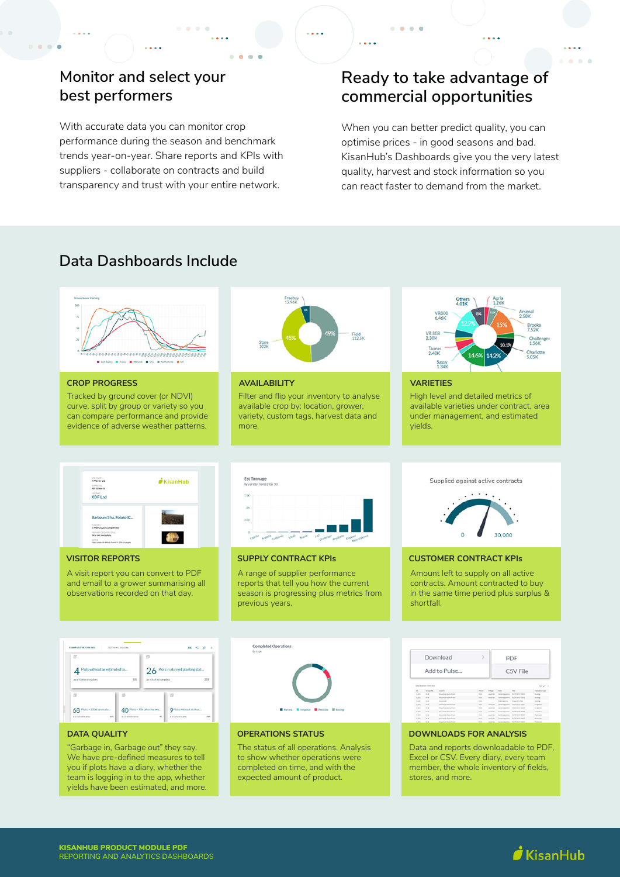## Monitor and select your best performers

With accurate data you can monitor crop performance during the season and benchmark trends year-on-year. Share reports and KPIs with suppliers - collaborate on contracts and build transparency and trust with your entire network.

## Ready to take advantage of commercial opportunities

When you can better predict quality, you can optimise prices - in good seasons and bad. KisanHub's Dashboards give you the very latest quality, harvest and stock information so you can react faster to demand from the market.

## Data Dashboards Include

### CROP PROGRESS

Tracked by ground cover (or NDVI) curve, split by group or variety so you can compare performance and provide evidence of adverse weather patterns.

### AVAILABILITY

Filter and flip your inventory to analyse available crop by: location, grower, variety, custom tags, harvest data and more.

### VARIETIES

High level and detailed metrics of available varieties under contract, area under management, and estimated yields.

### VISITOR REPORTS

A visit report you can convert to PDF and email to a grower summarising all observations recorded on that day.

### SUPPLY CONTRACT KPIs

A range of supplier performance reports that tell you how the current season is progressing plus metrics from previous years.

### CUSTOMER CONTRACT KPIs

Amount left to supply on all active contracts. Amount contracted to buy in the same time period plus surplus & shortfall.

### DATA QUALITY

"Garbage in, Garbage out" they say. We have pre-defined measures to tell you if plots have a diary, whether the team is logging in to the app, whether yields have been estimated, and more.

### OPERATIONS STATUS

The status of all operations. Analysis to show whether operations were completed on time, and with the expected amount of product.

### DOWNLOADS FOR ANALYSIS

Data and reports downloadable to PDF, Excel or CSV. Every diary, every team member, the whole inventory of fields, stores, and more.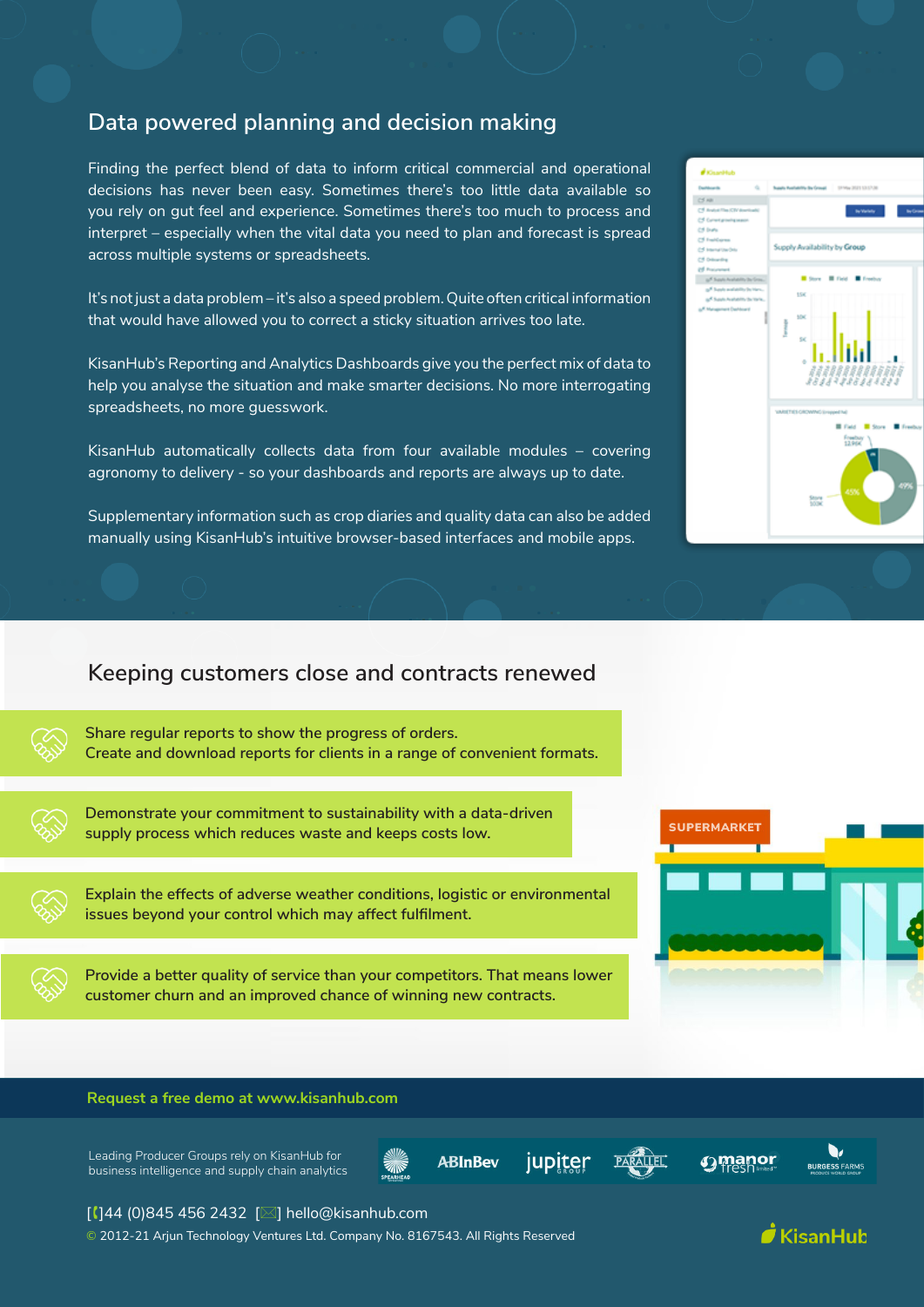## Data powered planning and decision making

Finding the perfect blend of data to inform critical commercial and operational decisions has never been easy. Sometimes there's too little data available so you rely on gut feel and experience. Sometimes there's too much to process and interpret – especially when the vital data you need to plan and forecast is spread across multiple systems or spreadsheets.

It's not just a data problem – it's also a speed problem. Quite often critical information that would have allowed you to correct a sticky situation arrives too late.

KisanHub's Reporting and Analytics Dashboards give you the perfect mix of data to help you analyse the situation and make smarter decisions. No more interrogating spreadsheets, no more guesswork.

KisanHub automatically collects data from four available modules – covering agronomy to delivery - so your dashboards and reports are always up to date.

Supplementary information such as crop diaries and quality data can also be added manually using KisanHub's intuitive browser-based interfaces and mobile apps.

## Keeping customers close and contracts renewed

- Share regular reports to show the progress of orders. Create and download reports for clients in a range of convenient formats.
- Demonstrate your commitment to sustainability with a data-driven supply process which reduces waste and keeps costs low.
- Explain the effects of adverse weather conditions, logistic or environmental issues beyond your control which may affect fulfilment.
- Provide a better quality of service than your competitors. That means lower customer churn and an improved chance of winning new contracts.

**Request a free demo at www.kisanhub.com**

Leading Producer Groups rely on KisanHub for business intelligence and supply chain analytics

[ ]44 (0)845 456 2432 [ ] hello@kisanhub.com

© 2012-21 Arjun Technology Ventures Ltd. Company No. 8167543. All Rights Reserved

KisanHub